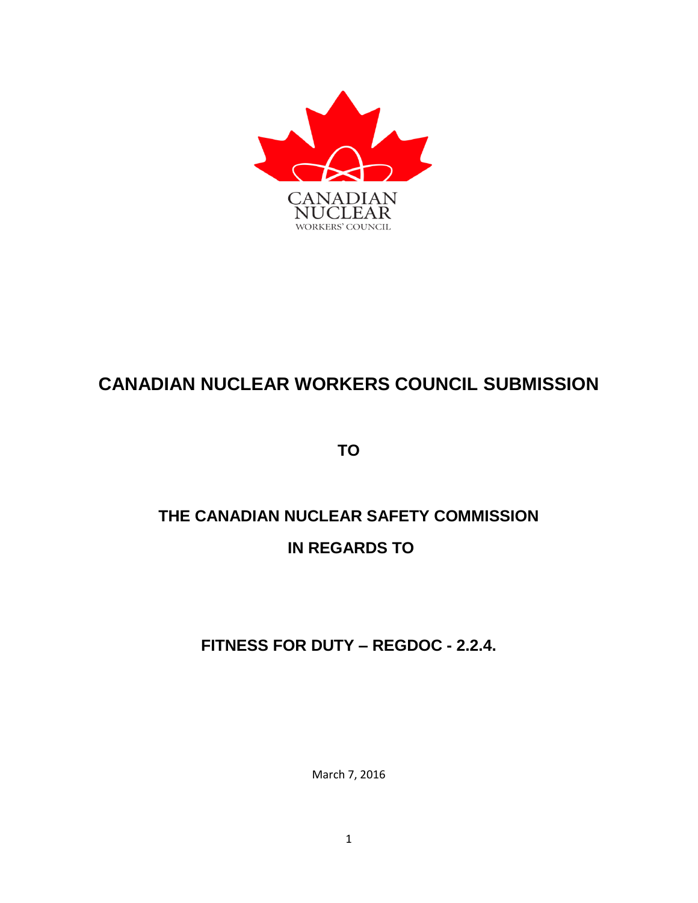CANADIAN NUCLEAR WORKERS' COUNCIL

# CANADIAN NUCLEAR WORKERS COUNCIL SUBMISSION

**TO**

**THE CANADIAN NUCLEAR SAFETY COMMISSION**

**IN REGARDS TO**

**FITNESS FOR DUTY – REGDOC - 2.2.4.**

March 7, 2016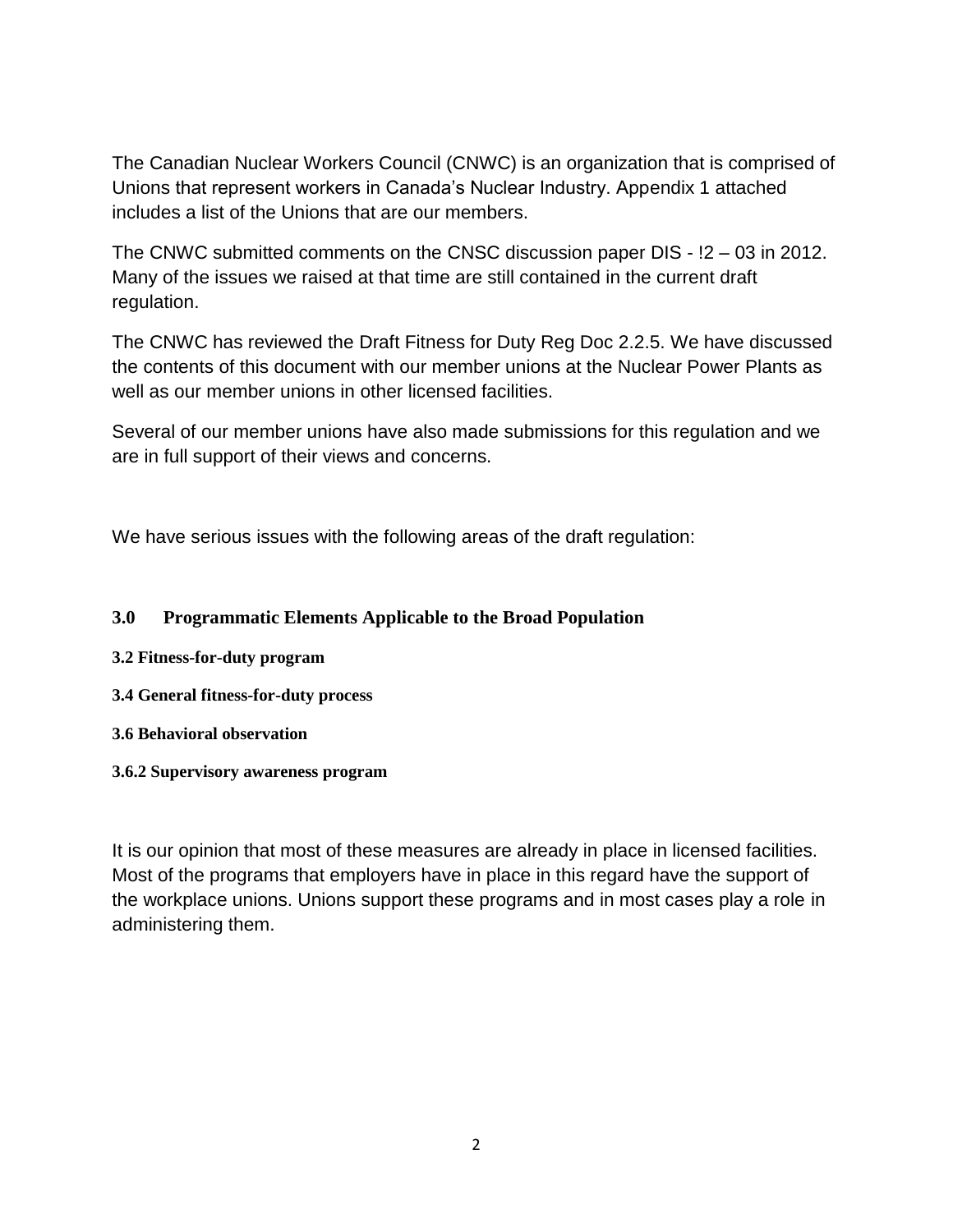The Canadian Nuclear Workers Council (CNWC) is an organization that is comprised of Unions that represent workers in Canada's Nuclear Industry. Appendix 1 attached includes a list of the Unions that are our members.

The CNWC submitted comments on the CNSC discussion paper DIS - !2 – 03 in 2012. Many of the issues we raised at that time are still contained in the current draft regulation.

The CNWC has reviewed the Draft Fitness for Duty Reg Doc 2.2.5. We have discussed the contents of this document with our member unions at the Nuclear Power Plants as well as our member unions in other licensed facilities.

Several of our member unions have also made submissions for this regulation and we are in full support of their views and concerns.

We have serious issues with the following areas of the draft regulation:

### 3.0 Programmatic Elements Applicable to the Broad Population

**3.2 Fitness-for-duty program**

**3.4 General fitness-for-duty process**

**3.6 Behavioral observation**

**3.6.2 Supervisory awareness program**

It is our opinion that most of these measures are already in place in licensed facilities. Most of the programs that employers have in place in this regard have the support of the workplace unions. Unions support these programs and in most cases play a role in administering them.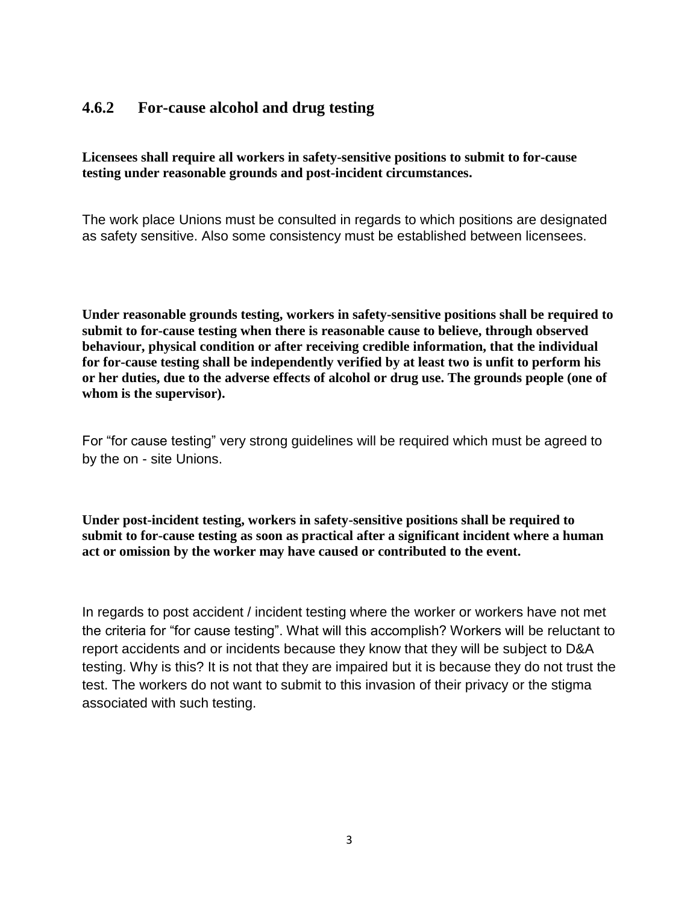### 4.6.2 For-cause alcohol and drug testing

**Licensees shall require all workers in safety-sensitive positions to submit to for-cause testing under reasonable grounds and post-incident circumstances.**

The work place Unions must be consulted in regards to which positions are designated as safety sensitive. Also some consistency must be established between licensees.

**Under reasonable grounds testing, workers in safety-sensitive positions shall be required to submit to for-cause testing when there is reasonable cause to believe, through observed behaviour, physical condition or after receiving credible information, that the individual for for-cause testing shall be independently verified by at least two is unfit to perform his or her duties, due to the adverse effects of alcohol or drug use. The grounds people (one of whom is the supervisor).**

For "for cause testing" very strong guidelines will be required which must be agreed to by the on - site Unions.

**Under post-incident testing, workers in safety-sensitive positions shall be required to submit to for-cause testing as soon as practical after a significant incident where a human act or omission by the worker may have caused or contributed to the event.**

In regards to post accident / incident testing where the worker or workers have not met the criteria for "for cause testing". What will this accomplish? Workers will be reluctant to report accidents and or incidents because they know that they will be subject to D&A testing. Why is this? It is not that they are impaired but it is because they do not trust the test. The workers do not want to submit to this invasion of their privacy or the stigma associated with such testing.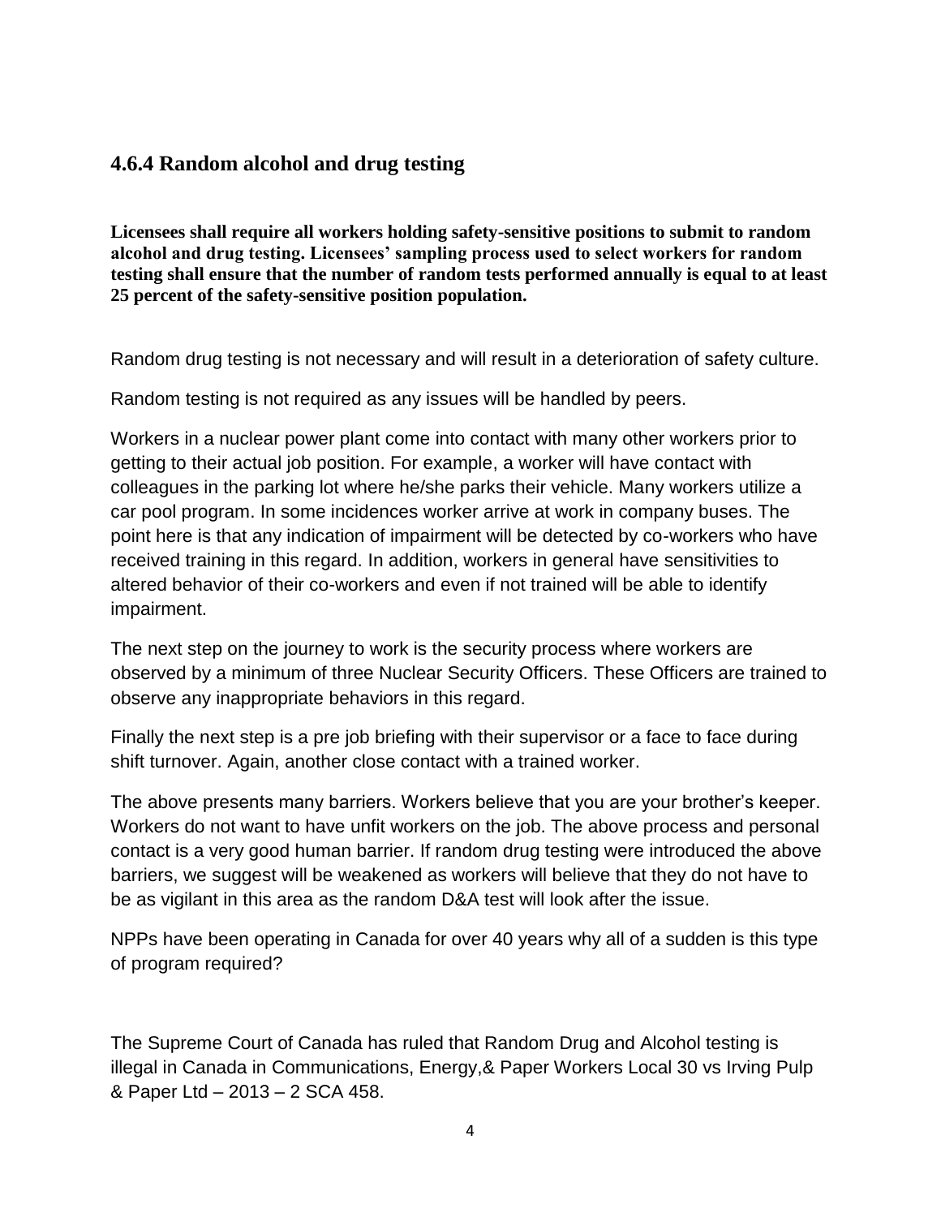## 4.6.4 Random alcohol and drug testing

**Licensees shall require all workers holding safety-sensitive positions to submit to random alcohol and drug testing. Licensees' sampling process used to select workers for random testing shall ensure that the number of random tests performed annually is equal to at least 25 percent of the safety-sensitive position population.**

Random drug testing is not necessary and will result in a deterioration of safety culture.

Random testing is not required as any issues will be handled by peers.

Workers in a nuclear power plant come into contact with many other workers prior to getting to their actual job position. For example, a worker will have contact with colleagues in the parking lot where he/she parks their vehicle. Many workers utilize a car pool program. In some incidences worker arrive at work in company buses. The point here is that any indication of impairment will be detected by co-workers who have received training in this regard. In addition, workers in general have sensitivities to altered behavior of their co-workers and even if not trained will be able to identify impairment.

The next step on the journey to work is the security process where workers are observed by a minimum of three Nuclear Security Officers. These Officers are trained to observe any inappropriate behaviors in this regard.

Finally the next step is a pre job briefing with their supervisor or a face to face during shift turnover. Again, another close contact with a trained worker.

The above presents many barriers. Workers believe that you are your brother's keeper. Workers do not want to have unfit workers on the job. The above process and personal contact is a very good human barrier. If random drug testing were introduced the above barriers, we suggest will be weakened as workers will believe that they do not have to be as vigilant in this area as the random D&A test will look after the issue.

NPPs have been operating in Canada for over 40 years why all of a sudden is this type of program required?

The Supreme Court of Canada has ruled that Random Drug and Alcohol testing is illegal in Canada in Communications, Energy,& Paper Workers Local 30 vs Irving Pulp & Paper Ltd – 2013 – 2 SCA 458.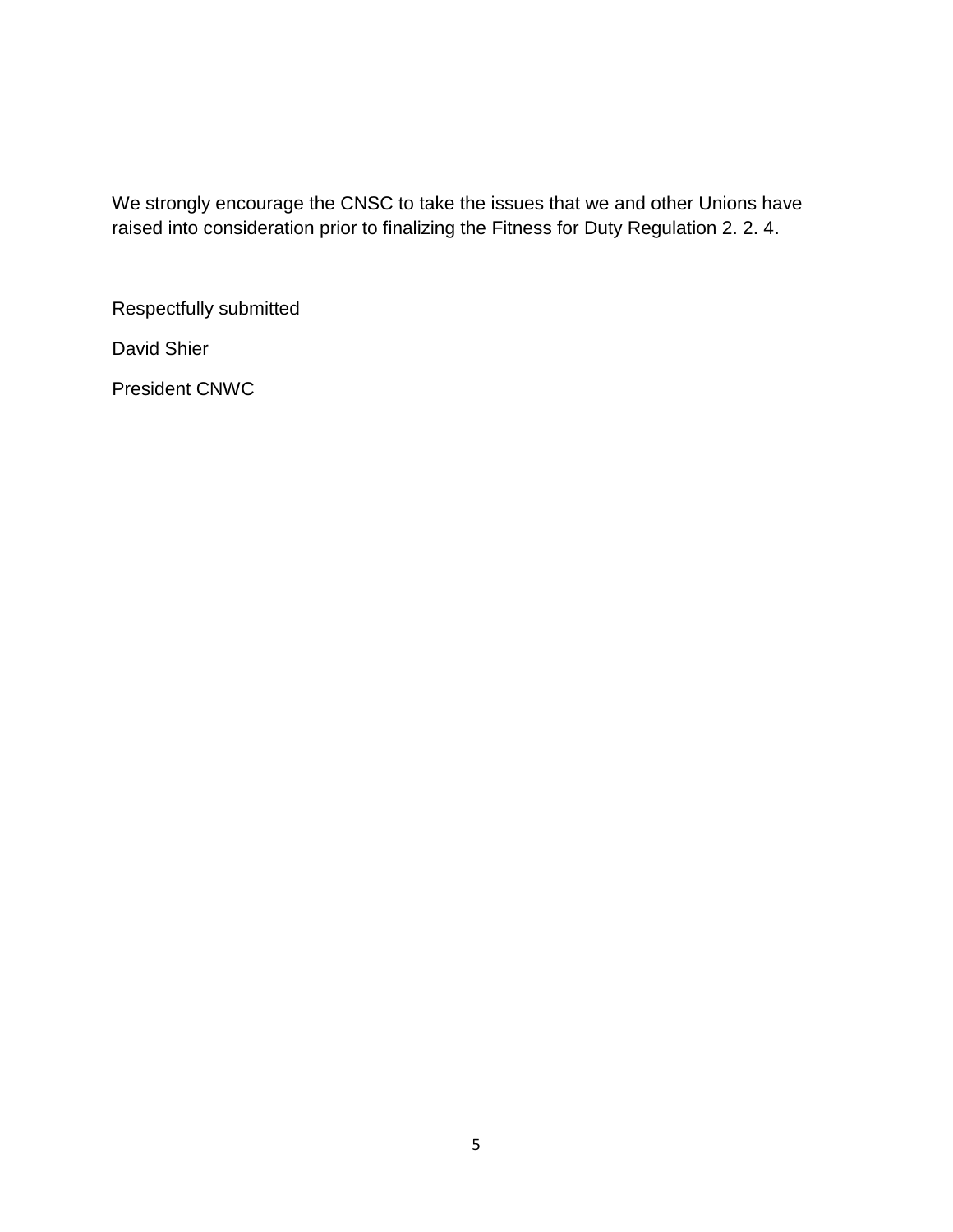We strongly encourage the CNSC to take the issues that we and other Unions have raised into consideration prior to finalizing the Fitness for Duty Regulation 2. 2. 4.

Respectfully submitted

David Shier

President CNWC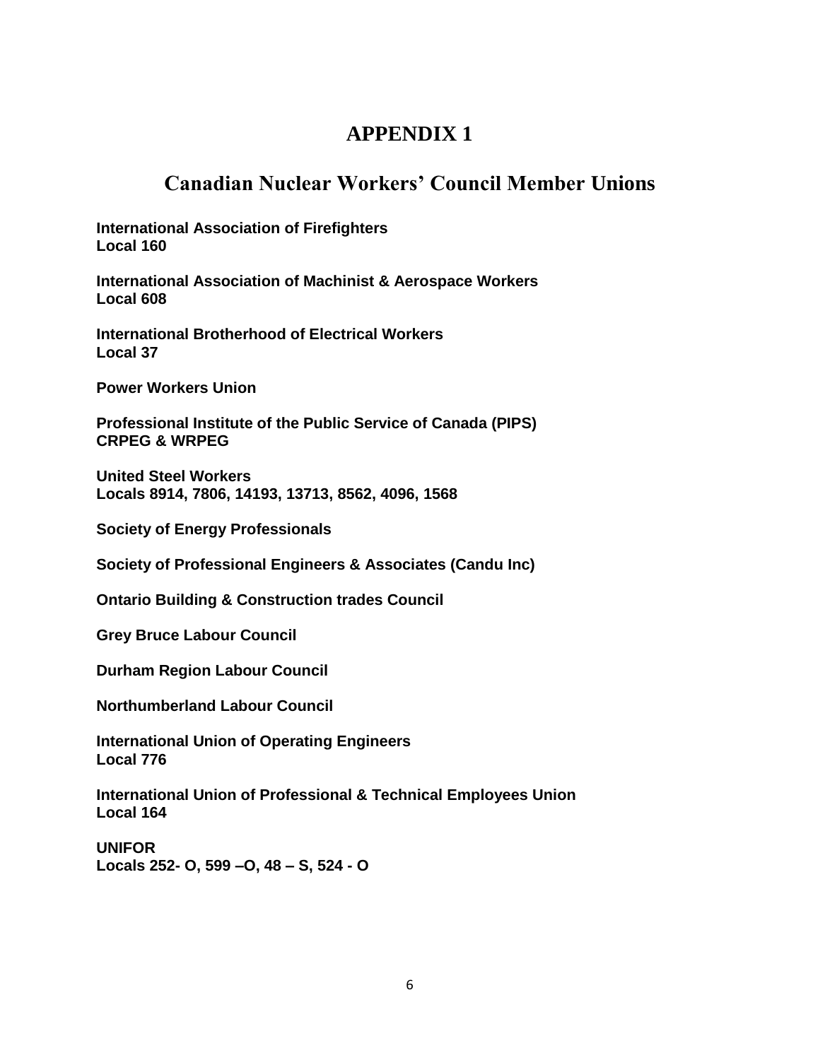# APPENDIX 1

## Canadian Nuclear Workers' Council Member Unions

**International Association of Firefighters**
**Local 160**

**International Association of Machinist & Aerospace Workers**
**Local 608**

**International Brotherhood of Electrical Workers**
**Local 37**

**Power Workers Union**

**Professional Institute of the Public Service of Canada (PIPS)**
**CRPEG & WRPEG**

**United Steel Workers**
**Locals 8914, 7806, 14193, 13713, 8562, 4096, 1568**

**Society of Energy Professionals**

**Society of Professional Engineers & Associates (Candu Inc)**

**Ontario Building & Construction trades Council**

**Grey Bruce Labour Council**

**Durham Region Labour Council**

**Northumberland Labour Council**

**International Union of Operating Engineers**
**Local 776**

**International Union of Professional & Technical Employees Union**
**Local 164**

**UNIFOR**
**Locals 252- O, 599 –O, 48 – S, 524 - O**